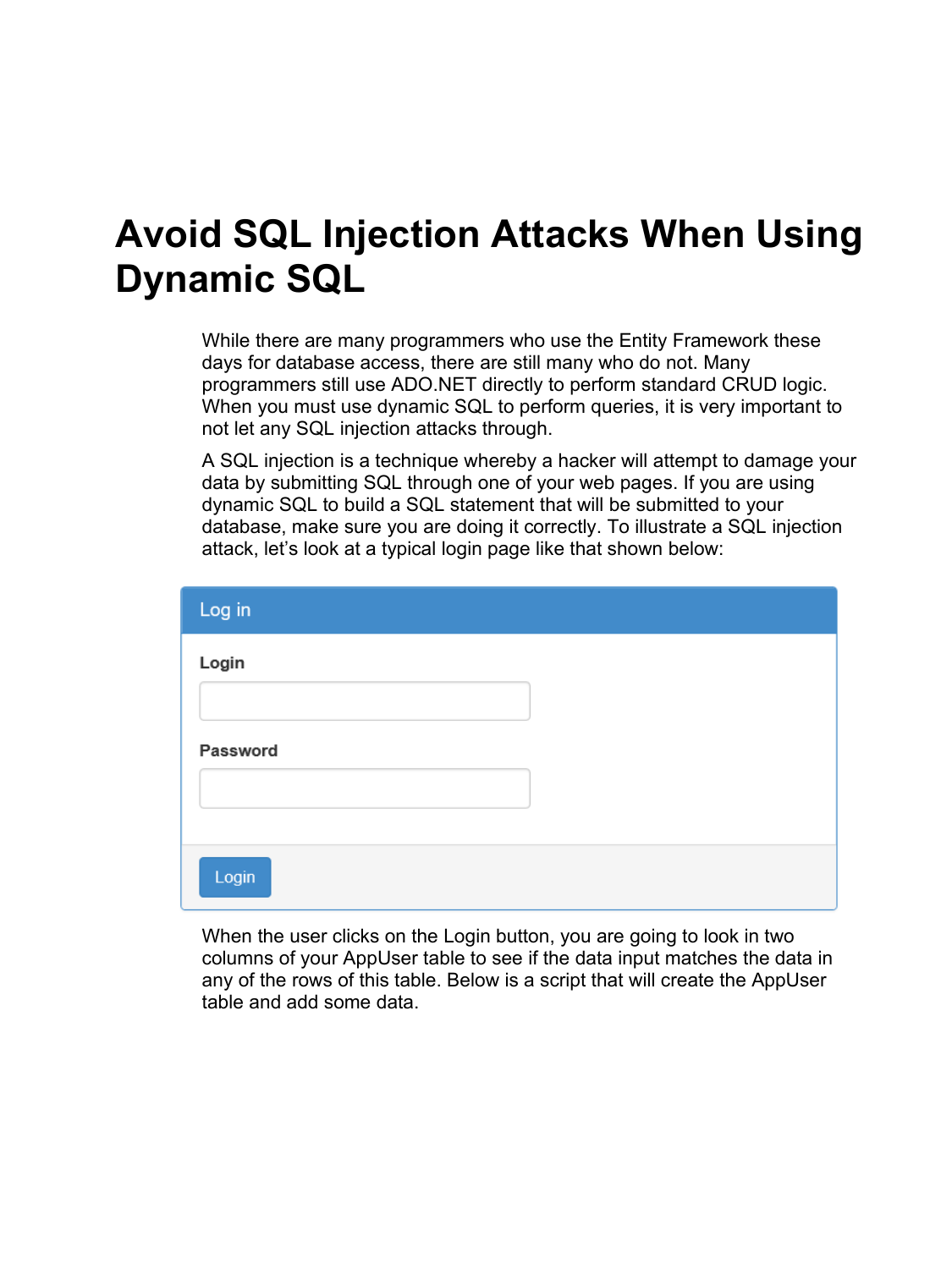# Avoid SQL Injection Attacks When Using Dynamic SQL

While there are many programmers who use the Entity Framework these days for database access, there are still many who do not. Many programmers still use ADO.NET directly to perform standard CRUD logic. When you must use dynamic SQL to perform queries, it is very important to not let any SQL injection attacks through.

A SQL injection is a technique whereby a hacker will attempt to damage your data by submitting SQL through one of your web pages. If you are using dynamic SQL to build a SQL statement that will be submitted to your database, make sure you are doing it correctly. To illustrate a SQL injection attack, let's look at a typical login page like that shown below:

Log in

Login

Password

Login

When the user clicks on the Login button, you are going to look in two columns of your AppUser table to see if the data input matches the data in any of the rows of this table. Below is a script that will create the AppUser table and add some data.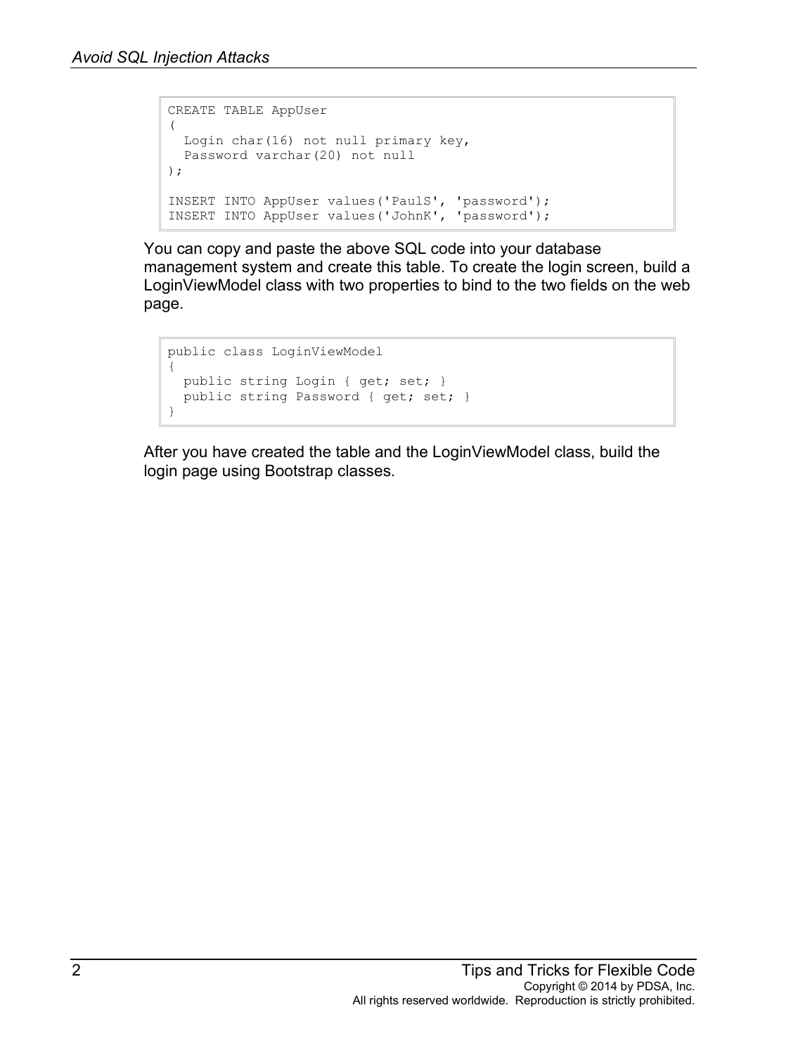```sql
CREATE TABLE AppUser
(
  Login char(16) not null primary key,
  Password varchar(20) not null
);

INSERT INTO AppUser values('PaulS', 'password');
INSERT INTO AppUser values('JohnK', 'password');
```

You can copy and paste the above SQL code into your database management system and create this table. To create the login screen, build a LoginViewModel class with two properties to bind to the two fields on the web page.

```csharp
public class LoginViewModel
{
  public string Login { get; set; }
  public string Password { get; set; }
}
```

After you have created the table and the LoginViewModel class, build the login page using Bootstrap classes.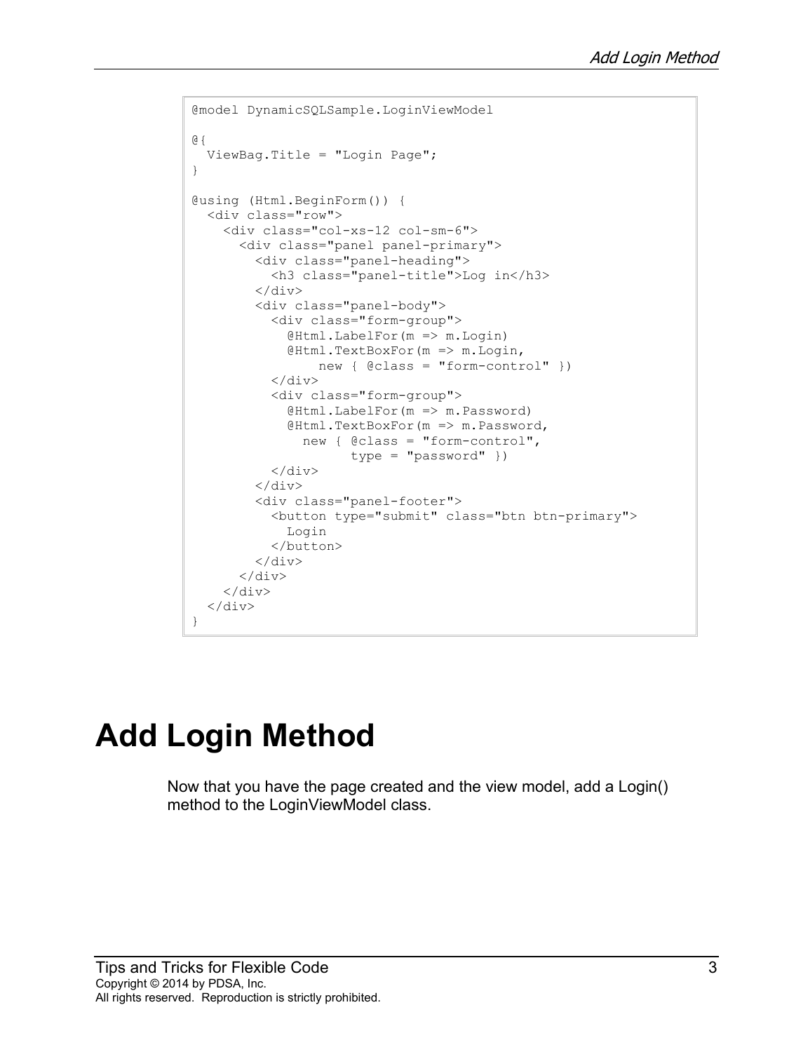```
@model DynamicSQLSample.LoginViewModel

@{
  ViewBag.Title = "Login Page";
}

@using (Html.BeginForm()) {
  <div class="row">
    <div class="col-xs-12 col-sm-6">
      <div class="panel panel-primary">
        <div class="panel-heading">
          <h3 class="panel-title">Log in</h3>
        </div>
        <div class="panel-body">
          <div class="form-group">
            @Html.LabelFor(m => m.Login)
            @Html.TextBoxFor(m => m.Login,
                new { @class = "form-control" })
          </div>
          <div class="form-group">
            @Html.LabelFor(m => m.Password)
            @Html.TextBoxFor(m => m.Password,
              new { @class = "form-control",
                    type = "password" })
          </div>
        </div>
        <div class="panel-footer">
          <button type="submit" class="btn btn-primary">
            Login
          </button>
        </div>
      </div>
    </div>
  </div>
}
```

# Add Login Method

Now that you have the page created and the view model, add a Login() method to the LoginViewModel class.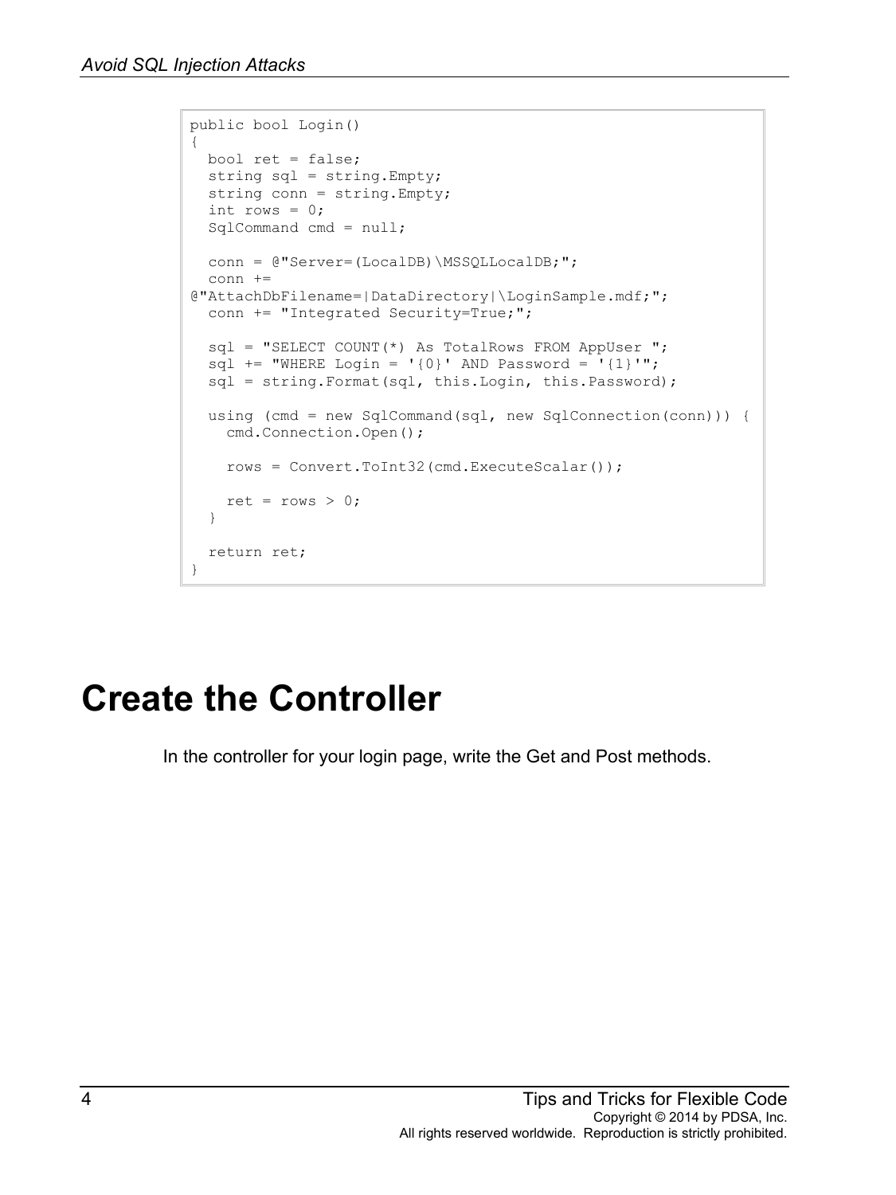```
public bool Login()
{
  bool ret = false;
  string sql = string.Empty;
  string conn = string.Empty;
  int rows = 0;
  SqlCommand cmd = null;

  conn = @"Server=(LocalDB)\MSSQLLocalDB;";
  conn += 
@"AttachDbFilename=|DataDirectory|\LoginSample.mdf;";
  conn += "Integrated Security=True;";

  sql = "SELECT COUNT(*) As TotalRows FROM AppUser ";
  sql += "WHERE Login = '{0}' AND Password = '{1}'";
  sql = string.Format(sql, this.Login, this.Password);

  using (cmd = new SqlCommand(sql, new SqlConnection(conn))) {
    cmd.Connection.Open();

    rows = Convert.ToInt32(cmd.ExecuteScalar());

    ret = rows > 0;
  }

  return ret;
}
```

# Create the Controller

In the controller for your login page, write the Get and Post methods.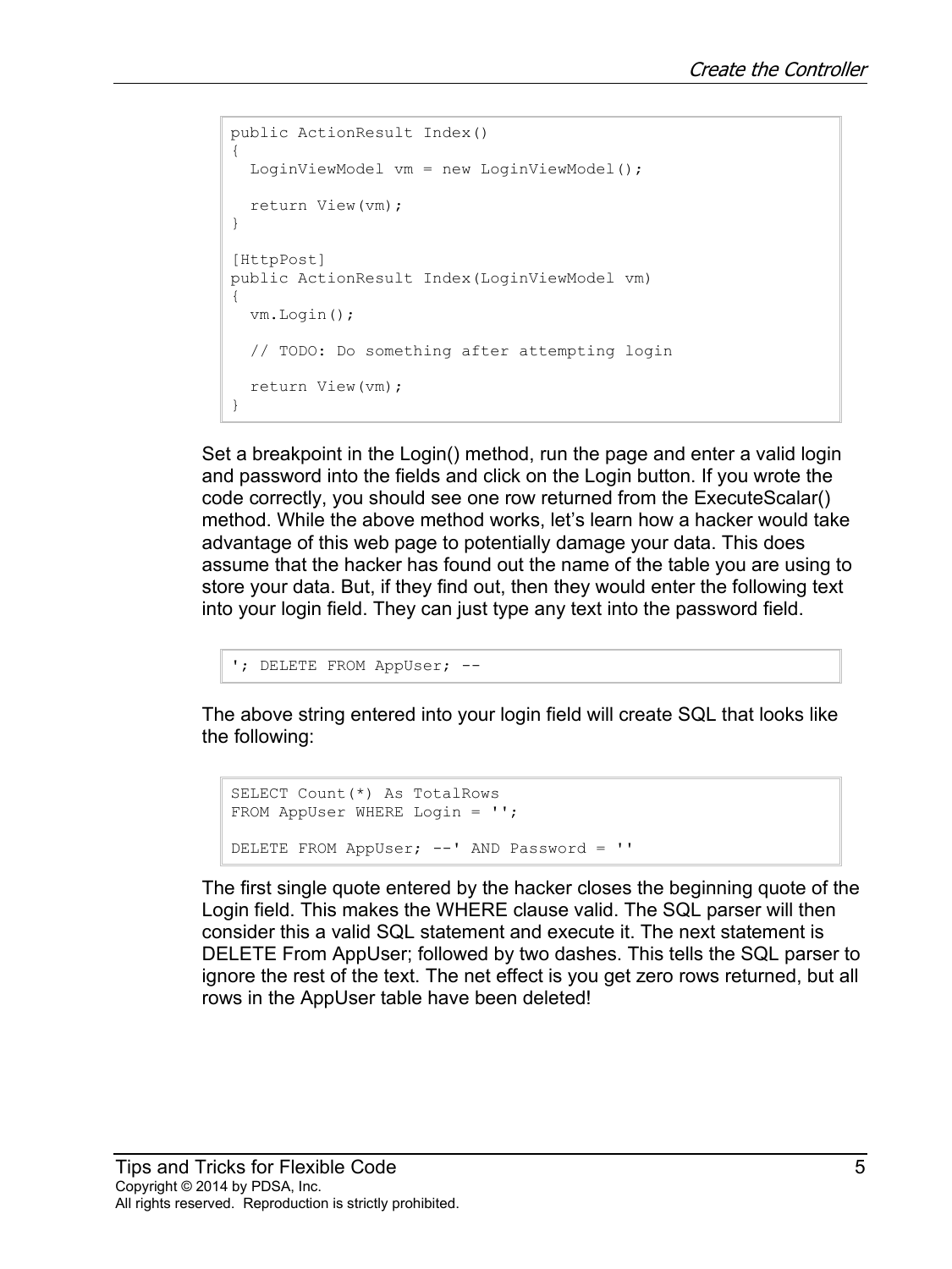```
public ActionResult Index()
{
  LoginViewModel vm = new LoginViewModel();

  return View(vm);
}

[HttpPost]
public ActionResult Index(LoginViewModel vm)
{
  vm.Login();

  // TODO: Do something after attempting login

  return View(vm);
}
```

Set a breakpoint in the Login() method, run the page and enter a valid login and password into the fields and click on the Login button. If you wrote the code correctly, you should see one row returned from the ExecuteScalar() method. While the above method works, let's learn how a hacker would take advantage of this web page to potentially damage your data. This does assume that the hacker has found out the name of the table you are using to store your data. But, if they find out, then they would enter the following text into your login field. They can just type any text into the password field.

```
'; DELETE FROM AppUser; --
```

The above string entered into your login field will create SQL that looks like the following:

```
SELECT Count(*) As TotalRows
FROM AppUser WHERE Login = '';

DELETE FROM AppUser; --' AND Password = ''
```

The first single quote entered by the hacker closes the beginning quote of the Login field. This makes the WHERE clause valid. The SQL parser will then consider this a valid SQL statement and execute it. The next statement is DELETE From AppUser; followed by two dashes. This tells the SQL parser to ignore the rest of the text. The net effect is you get zero rows returned, but all rows in the AppUser table have been deleted!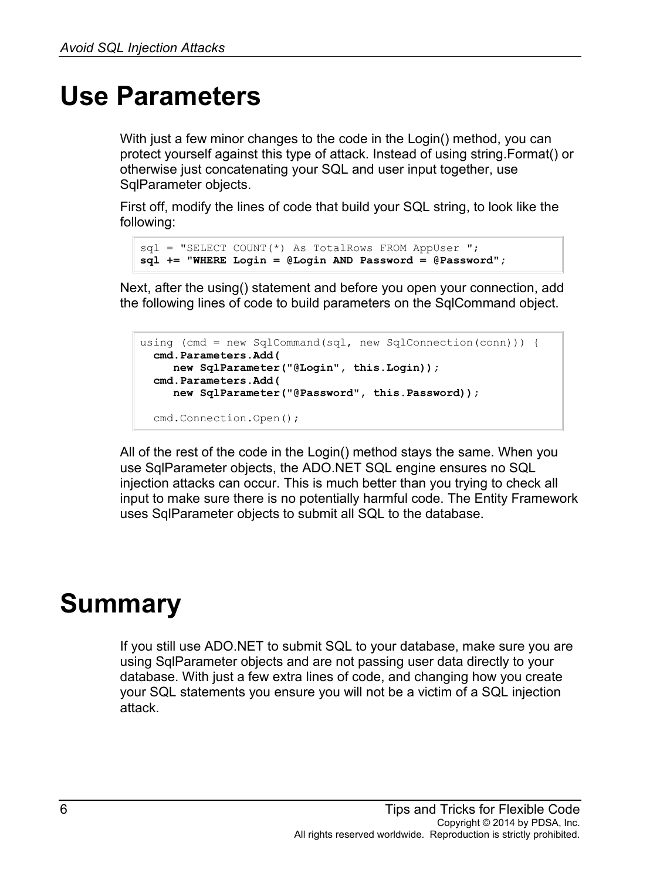# Use Parameters

With just a few minor changes to the code in the Login() method, you can protect yourself against this type of attack. Instead of using string.Format() or otherwise just concatenating your SQL and user input together, use SqlParameter objects.

First off, modify the lines of code that build your SQL string, to look like the following:

```
sql = "SELECT COUNT(*) As TotalRows FROM AppUser ";
sql += "WHERE Login = @Login AND Password = @Password";
```

Next, after the using() statement and before you open your connection, add the following lines of code to build parameters on the SqlCommand object.

```
using (cmd = new SqlCommand(sql, new SqlConnection(conn))) {
  cmd.Parameters.Add(
     new SqlParameter("@Login", this.Login));
  cmd.Parameters.Add(
     new SqlParameter("@Password", this.Password));

  cmd.Connection.Open();
```

All of the rest of the code in the Login() method stays the same. When you use SqlParameter objects, the ADO.NET SQL engine ensures no SQL injection attacks can occur. This is much better than you trying to check all input to make sure there is no potentially harmful code. The Entity Framework uses SqlParameter objects to submit all SQL to the database.

# Summary

If you still use ADO.NET to submit SQL to your database, make sure you are using SqlParameter objects and are not passing user data directly to your database. With just a few extra lines of code, and changing how you create your SQL statements you ensure you will not be a victim of a SQL injection attack.